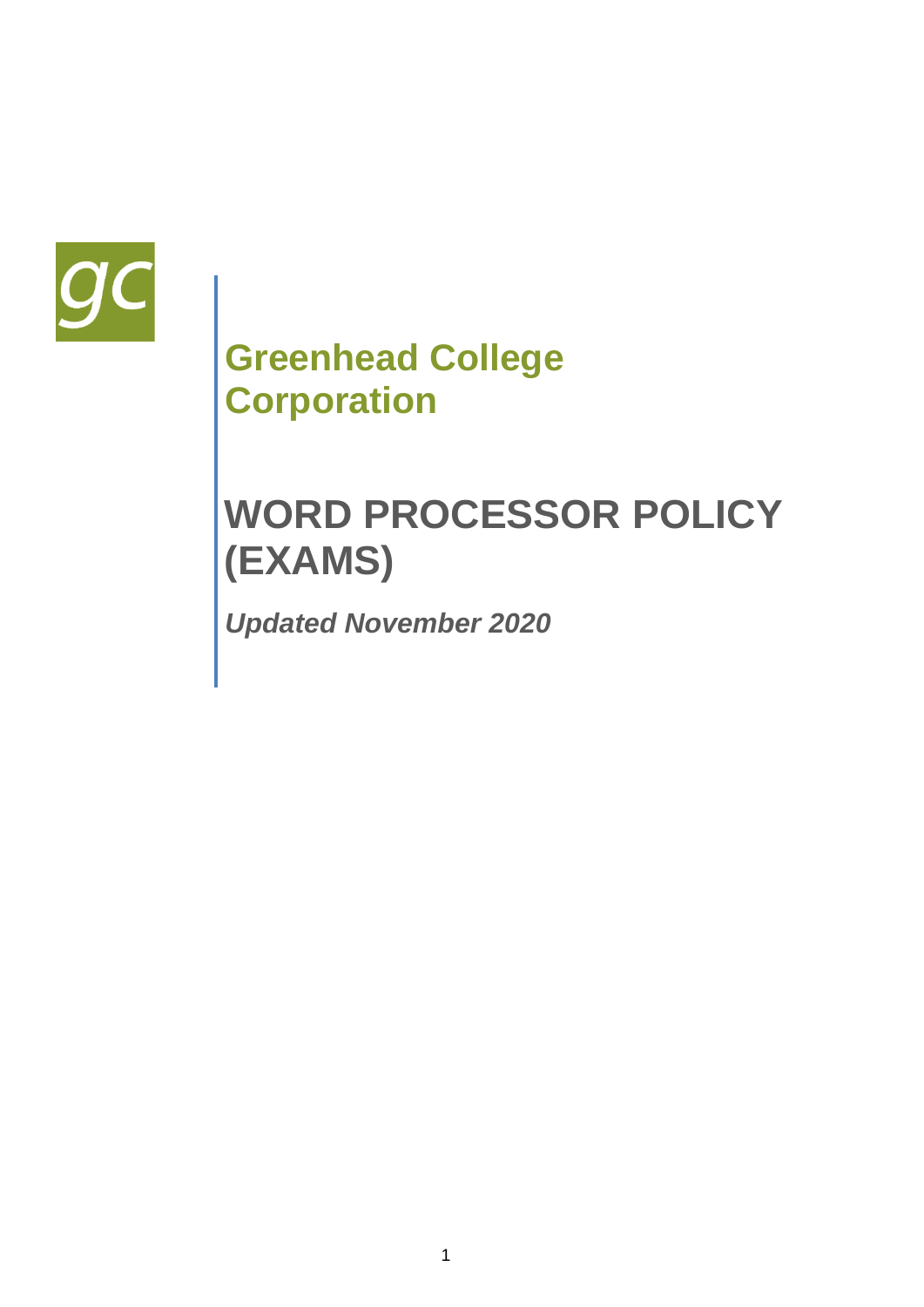gc

**Greenhead College Corporation**

# WORD PROCESSOR POLICY (EXAMS)

***Updated November 2020***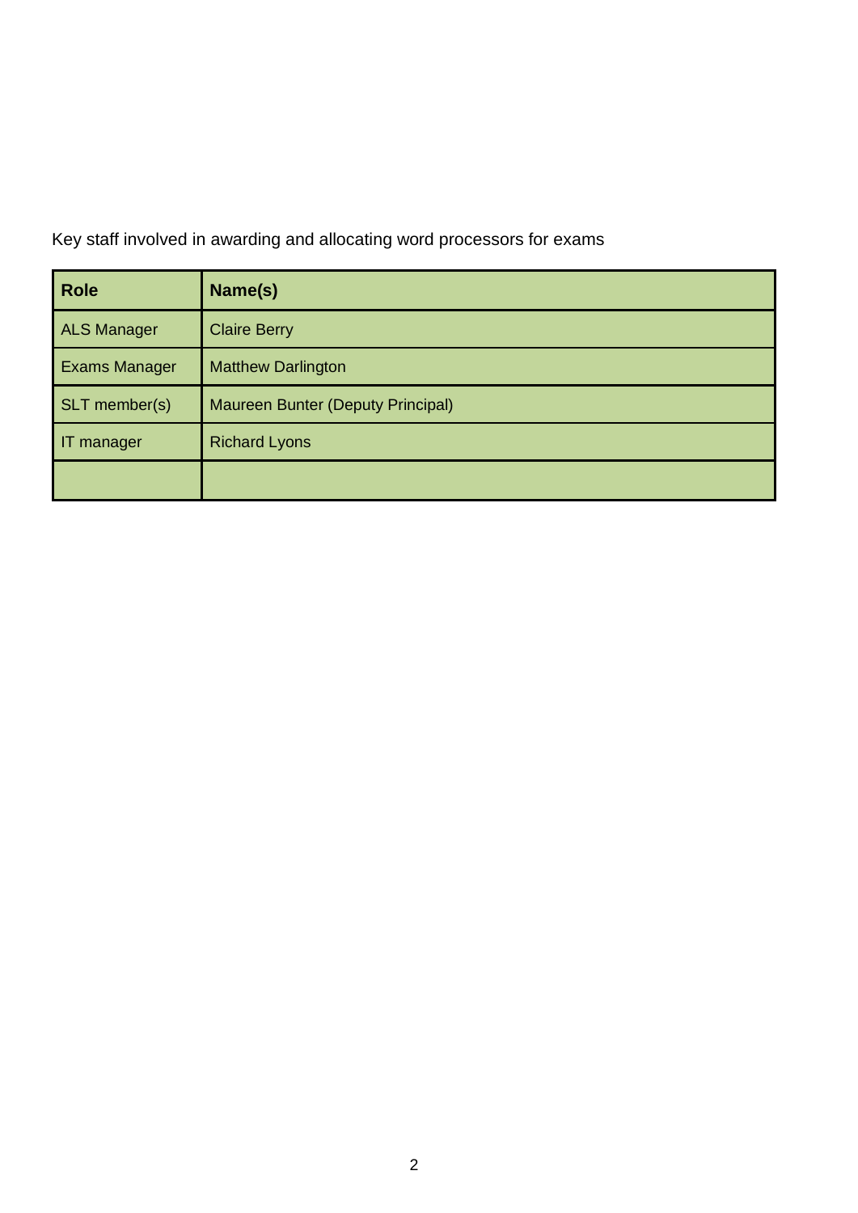Key staff involved in awarding and allocating word processors for exams

| Role | Name(s) |
|---|---|
| ALS Manager | Claire Berry |
| Exams Manager | Matthew Darlington |
| SLT member(s) | Maureen Bunter (Deputy Principal) |
| IT manager | Richard Lyons |
| | |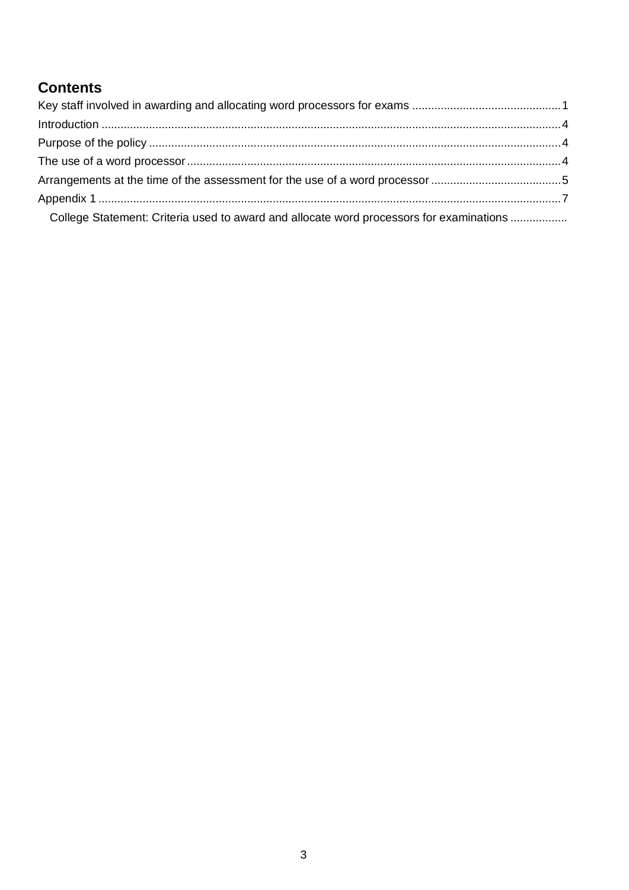## Contents

Key staff involved in awarding and allocating word processors for exams .............................................. 1
Introduction ................................................................................................................................ 4
Purpose of the policy ................................................................................................................. 4
The use of a word processor ..................................................................................................... 4
Arrangements at the time of the assessment for the use of a word processor ......................................... 5
Appendix 1 ................................................................................................................................. 7
 College Statement: Criteria used to award and allocate word processors for examinations ..................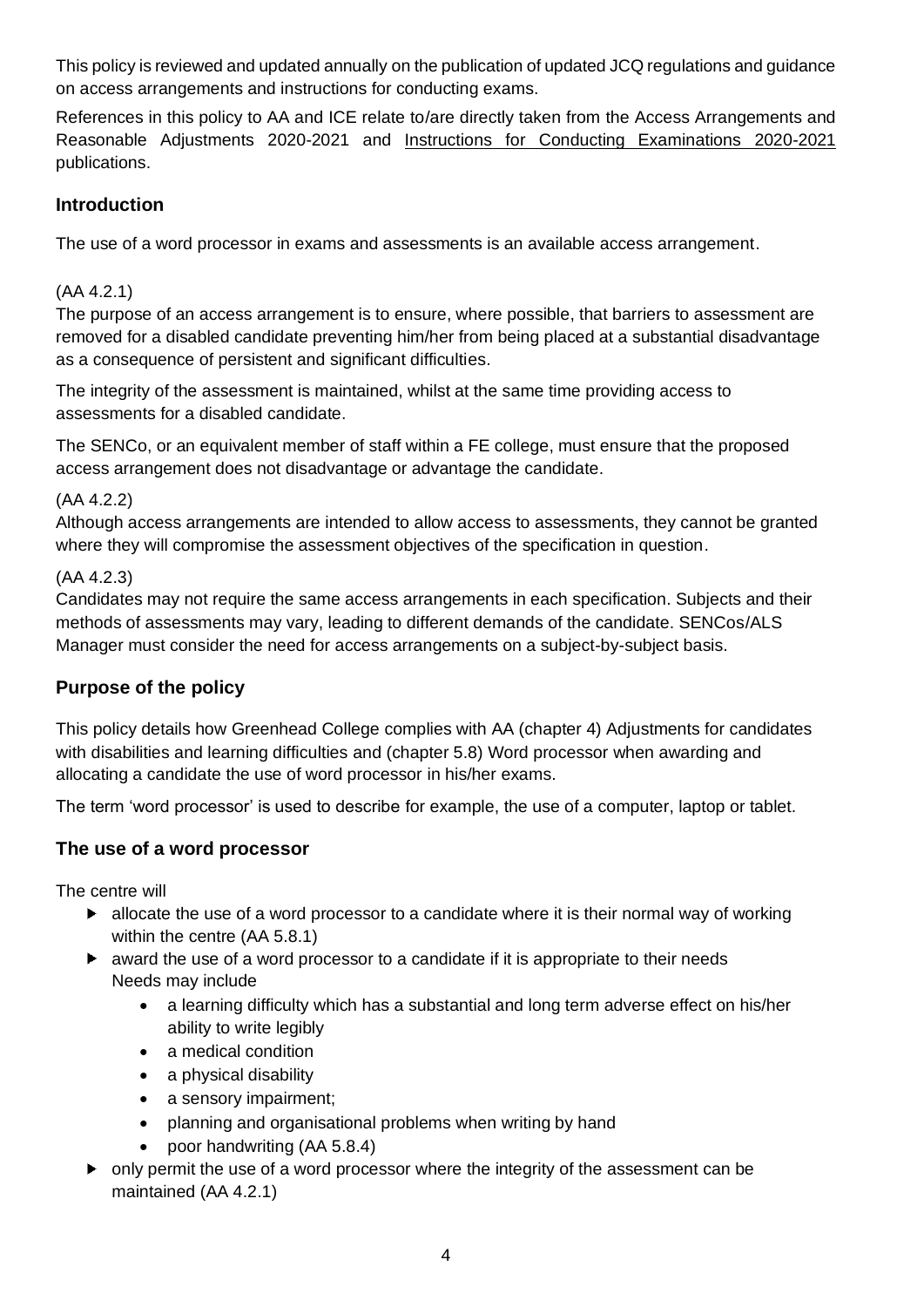This policy is reviewed and updated annually on the publication of updated JCQ regulations and guidance on access arrangements and instructions for conducting exams.

References in this policy to AA and ICE relate to/are directly taken from the Access Arrangements and Reasonable Adjustments 2020-2021 and Instructions for Conducting Examinations 2020-2021 publications.

## Introduction

The use of a word processor in exams and assessments is an available access arrangement.

(AA 4.2.1)
The purpose of an access arrangement is to ensure, where possible, that barriers to assessment are removed for a disabled candidate preventing him/her from being placed at a substantial disadvantage as a consequence of persistent and significant difficulties.

The integrity of the assessment is maintained, whilst at the same time providing access to assessments for a disabled candidate.

The SENCo, or an equivalent member of staff within a FE college, must ensure that the proposed access arrangement does not disadvantage or advantage the candidate.

(AA 4.2.2)
Although access arrangements are intended to allow access to assessments, they cannot be granted where they will compromise the assessment objectives of the specification in question.

(AA 4.2.3)
Candidates may not require the same access arrangements in each specification. Subjects and their methods of assessments may vary, leading to different demands of the candidate. SENCos/ALS Manager must consider the need for access arrangements on a subject-by-subject basis.

## Purpose of the policy

This policy details how Greenhead College complies with AA (chapter 4) Adjustments for candidates with disabilities and learning difficulties and (chapter 5.8) Word processor when awarding and allocating a candidate the use of word processor in his/her exams.

The term 'word processor' is used to describe for example, the use of a computer, laptop or tablet.

## The use of a word processor

The centre will

- allocate the use of a word processor to a candidate where it is their normal way of working within the centre (AA 5.8.1)
- award the use of a word processor to a candidate if it is appropriate to their needs
  Needs may include
  - a learning difficulty which has a substantial and long term adverse effect on his/her ability to write legibly
  - a medical condition
  - a physical disability
  - a sensory impairment;
  - planning and organisational problems when writing by hand
  - poor handwriting (AA 5.8.4)
- only permit the use of a word processor where the integrity of the assessment can be maintained (AA 4.2.1)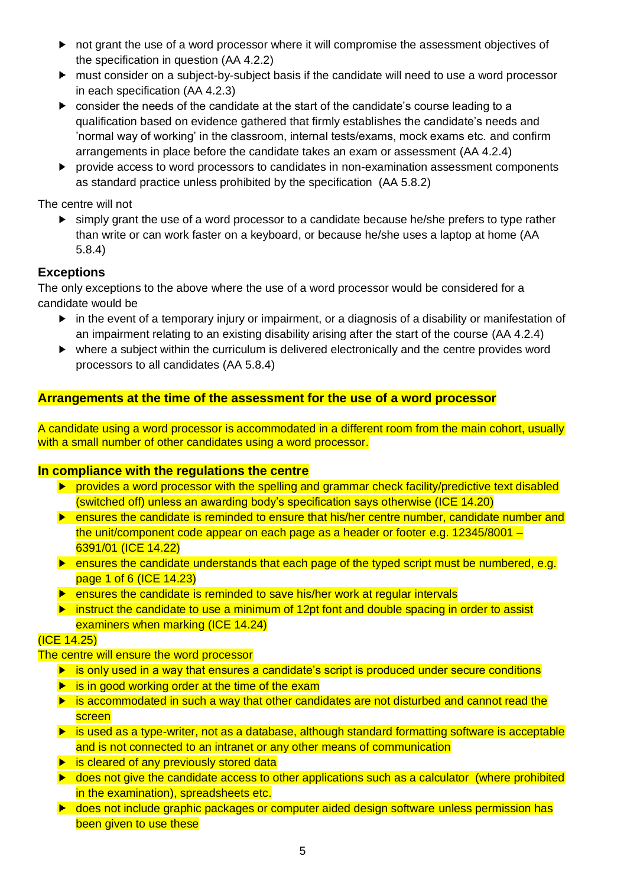- not grant the use of a word processor where it will compromise the assessment objectives of the specification in question (AA 4.2.2)
- must consider on a subject-by-subject basis if the candidate will need to use a word processor in each specification (AA 4.2.3)
- consider the needs of the candidate at the start of the candidate's course leading to a qualification based on evidence gathered that firmly establishes the candidate's needs and 'normal way of working' in the classroom, internal tests/exams, mock exams etc. and confirm arrangements in place before the candidate takes an exam or assessment (AA 4.2.4)
- provide access to word processors to candidates in non-examination assessment components as standard practice unless prohibited by the specification (AA 5.8.2)

The centre will not

- simply grant the use of a word processor to a candidate because he/she prefers to type rather than write or can work faster on a keyboard, or because he/she uses a laptop at home (AA 5.8.4)

### Exceptions

The only exceptions to the above where the use of a word processor would be considered for a candidate would be

- in the event of a temporary injury or impairment, or a diagnosis of a disability or manifestation of an impairment relating to an existing disability arising after the start of the course (AA 4.2.4)
- where a subject within the curriculum is delivered electronically and the centre provides word processors to all candidates (AA 5.8.4)

### Arrangements at the time of the assessment for the use of a word processor

A candidate using a word processor is accommodated in a different room from the main cohort, usually with a small number of other candidates using a word processor.

**In compliance with the regulations the centre**

- provides a word processor with the spelling and grammar check facility/predictive text disabled (switched off) unless an awarding body's specification says otherwise (ICE 14.20)
- ensures the candidate is reminded to ensure that his/her centre number, candidate number and the unit/component code appear on each page as a header or footer e.g. 12345/8001 – 6391/01 (ICE 14.22)
- ensures the candidate understands that each page of the typed script must be numbered, e.g. page 1 of 6 (ICE 14.23)
- ensures the candidate is reminded to save his/her work at regular intervals
- instruct the candidate to use a minimum of 12pt font and double spacing in order to assist examiners when marking (ICE 14.24)

(ICE 14.25)

The centre will ensure the word processor

- is only used in a way that ensures a candidate's script is produced under secure conditions
- is in good working order at the time of the exam
- is accommodated in such a way that other candidates are not disturbed and cannot read the screen
- is used as a type-writer, not as a database, although standard formatting software is acceptable and is not connected to an intranet or any other means of communication
- is cleared of any previously stored data
- does not give the candidate access to other applications such as a calculator (where prohibited in the examination), spreadsheets etc.
- does not include graphic packages or computer aided design software unless permission has been given to use these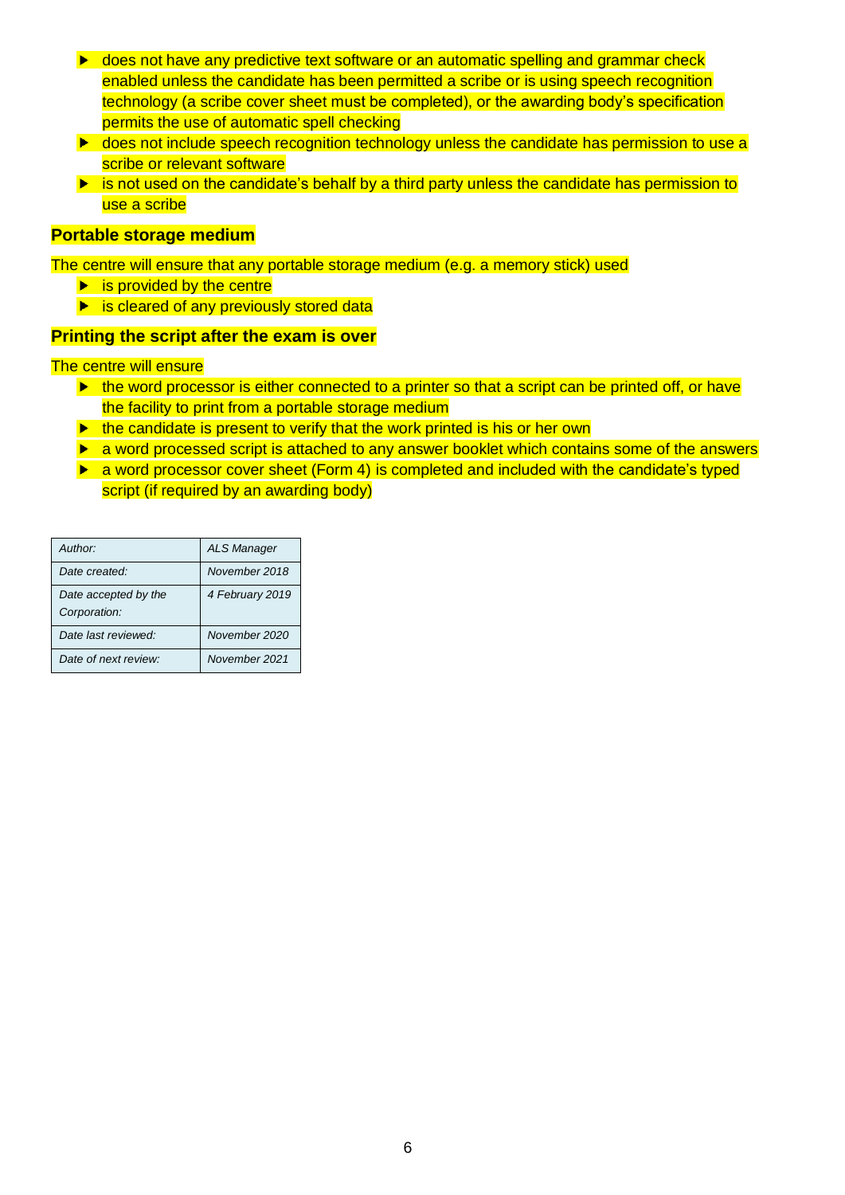- does not have any predictive text software or an automatic spelling and grammar check enabled unless the candidate has been permitted a scribe or is using speech recognition technology (a scribe cover sheet must be completed), or the awarding body's specification permits the use of automatic spell checking
- does not include speech recognition technology unless the candidate has permission to use a scribe or relevant software
- is not used on the candidate's behalf by a third party unless the candidate has permission to use a scribe

## Portable storage medium

The centre will ensure that any portable storage medium (e.g. a memory stick) used

- is provided by the centre
- is cleared of any previously stored data

## Printing the script after the exam is over

The centre will ensure

- the word processor is either connected to a printer so that a script can be printed off, or have the facility to print from a portable storage medium
- the candidate is present to verify that the work printed is his or her own
- a word processed script is attached to any answer booklet which contains some of the answers
- a word processor cover sheet (Form 4) is completed and included with the candidate's typed script (if required by an awarding body)

| | |
|---|---|
| *Author:* | *ALS Manager* |
| *Date created:* | *November 2018* |
| *Date accepted by the Corporation:* | *4 February 2019* |
| *Date last reviewed:* | *November 2020* |
| *Date of next review:* | *November 2021* |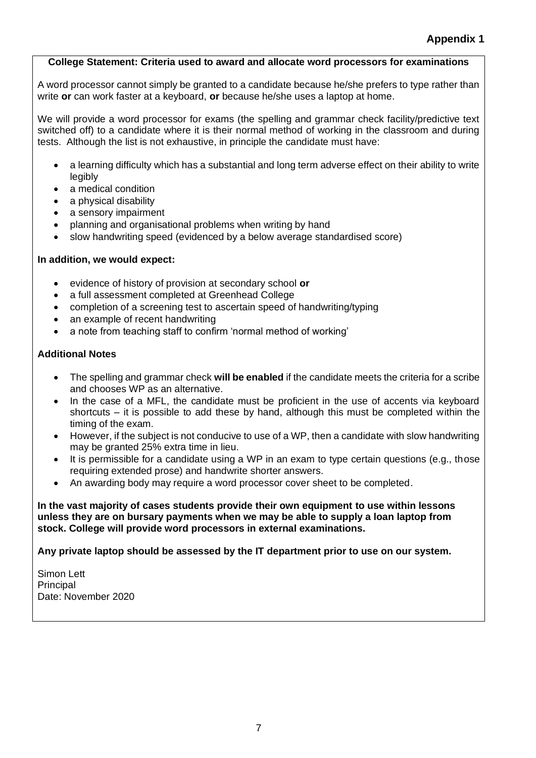**Appendix 1**

**College Statement: Criteria used to award and allocate word processors for examinations**

A word processor cannot simply be granted to a candidate because he/she prefers to type rather than write **or** can work faster at a keyboard, **or** because he/she uses a laptop at home.

We will provide a word processor for exams (the spelling and grammar check facility/predictive text switched off) to a candidate where it is their normal method of working in the classroom and during tests. Although the list is not exhaustive, in principle the candidate must have:

- a learning difficulty which has a substantial and long term adverse effect on their ability to write legibly
- a medical condition
- a physical disability
- a sensory impairment
- planning and organisational problems when writing by hand
- slow handwriting speed (evidenced by a below average standardised score)

**In addition, we would expect:**

- evidence of history of provision at secondary school **or**
- a full assessment completed at Greenhead College
- completion of a screening test to ascertain speed of handwriting/typing
- an example of recent handwriting
- a note from teaching staff to confirm 'normal method of working'

**Additional Notes**

- The spelling and grammar check **will be enabled** if the candidate meets the criteria for a scribe and chooses WP as an alternative.
- In the case of a MFL, the candidate must be proficient in the use of accents via keyboard shortcuts – it is possible to add these by hand, although this must be completed within the timing of the exam.
- However, if the subject is not conducive to use of a WP, then a candidate with slow handwriting may be granted 25% extra time in lieu.
- It is permissible for a candidate using a WP in an exam to type certain questions (e.g., those requiring extended prose) and handwrite shorter answers.
- An awarding body may require a word processor cover sheet to be completed.

**In the vast majority of cases students provide their own equipment to use within lessons unless they are on bursary payments when we may be able to supply a loan laptop from stock. College will provide word processors in external examinations.**

**Any private laptop should be assessed by the IT department prior to use on our system.**

Simon Lett
Principal
Date: November 2020